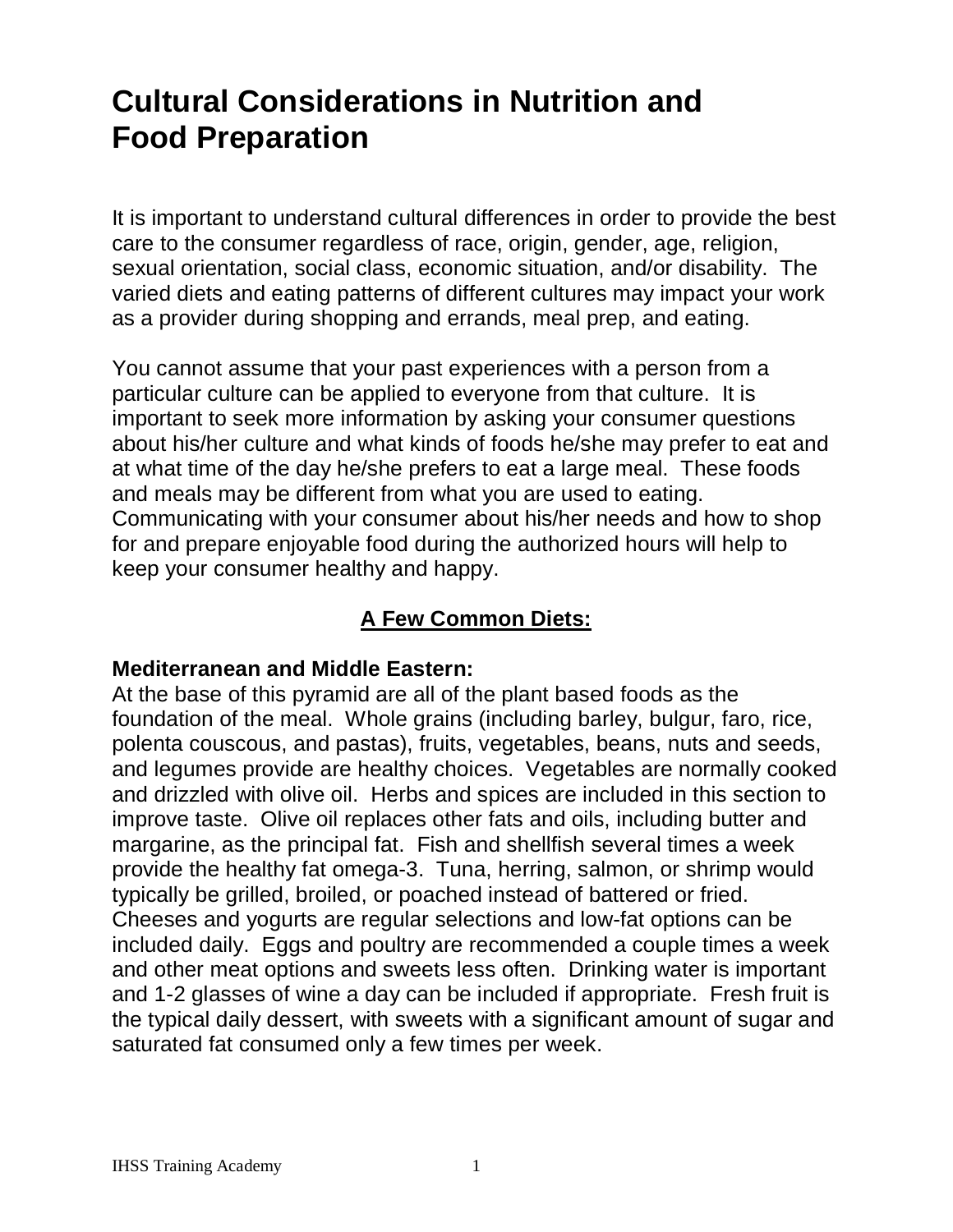# Cultural Considerations in Nutrition and Food Preparation

It is important to understand cultural differences in order to provide the best care to the consumer regardless of race, origin, gender, age, religion, sexual orientation, social class, economic situation, and/or disability. The varied diets and eating patterns of different cultures may impact your work as a provider during shopping and errands, meal prep, and eating.

You cannot assume that your past experiences with a person from a particular culture can be applied to everyone from that culture. It is important to seek more information by asking your consumer questions about his/her culture and what kinds of foods he/she may prefer to eat and at what time of the day he/she prefers to eat a large meal. These foods and meals may be different from what you are used to eating. Communicating with your consumer about his/her needs and how to shop for and prepare enjoyable food during the authorized hours will help to keep your consumer healthy and happy.

## A Few Common Diets:

**Mediterranean and Middle Eastern:**
At the base of this pyramid are all of the plant based foods as the foundation of the meal. Whole grains (including barley, bulgur, faro, rice, polenta couscous, and pastas), fruits, vegetables, beans, nuts and seeds, and legumes provide are healthy choices. Vegetables are normally cooked and drizzled with olive oil. Herbs and spices are included in this section to improve taste. Olive oil replaces other fats and oils, including butter and margarine, as the principal fat. Fish and shellfish several times a week provide the healthy fat omega-3. Tuna, herring, salmon, or shrimp would typically be grilled, broiled, or poached instead of battered or fried. Cheeses and yogurts are regular selections and low-fat options can be included daily. Eggs and poultry are recommended a couple times a week and other meat options and sweets less often. Drinking water is important and 1-2 glasses of wine a day can be included if appropriate. Fresh fruit is the typical daily dessert, with sweets with a significant amount of sugar and saturated fat consumed only a few times per week.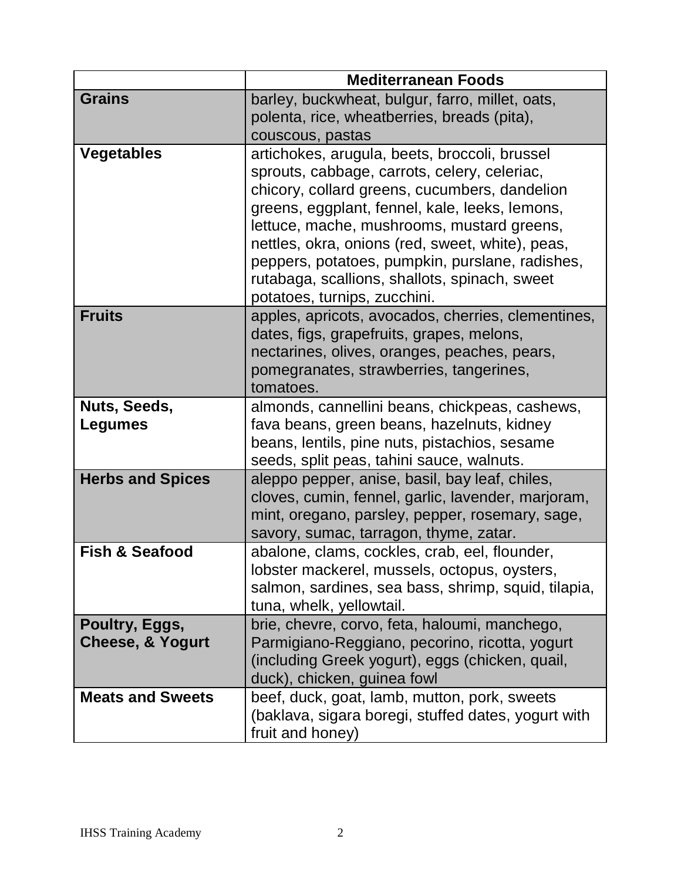| | Mediterranean Foods |
|---|---|
| **Grains** | barley, buckwheat, bulgur, farro, millet, oats, polenta, rice, wheatberries, breads (pita), couscous, pastas |
| **Vegetables** | artichokes, arugula, beets, broccoli, brussel sprouts, cabbage, carrots, celery, celeriac, chicory, collard greens, cucumbers, dandelion greens, eggplant, fennel, kale, leeks, lemons, lettuce, mache, mushrooms, mustard greens, nettles, okra, onions (red, sweet, white), peas, peppers, potatoes, pumpkin, purslane, radishes, rutabaga, scallions, shallots, spinach, sweet potatoes, turnips, zucchini. |
| **Fruits** | apples, apricots, avocados, cherries, clementines, dates, figs, grapefruits, grapes, melons, nectarines, olives, oranges, peaches, pears, pomegranates, strawberries, tangerines, tomatoes. |
| **Nuts, Seeds, Legumes** | almonds, cannellini beans, chickpeas, cashews, fava beans, green beans, hazelnuts, kidney beans, lentils, pine nuts, pistachios, sesame seeds, split peas, tahini sauce, walnuts. |
| **Herbs and Spices** | aleppo pepper, anise, basil, bay leaf, chiles, cloves, cumin, fennel, garlic, lavender, marjoram, mint, oregano, parsley, pepper, rosemary, sage, savory, sumac, tarragon, thyme, zatar. |
| **Fish & Seafood** | abalone, clams, cockles, crab, eel, flounder, lobster mackerel, mussels, octopus, oysters, salmon, sardines, sea bass, shrimp, squid, tilapia, tuna, whelk, yellowtail. |
| **Poultry, Eggs, Cheese, & Yogurt** | brie, chevre, corvo, feta, haloumi, manchego, Parmigiano-Reggiano, pecorino, ricotta, yogurt (including Greek yogurt), eggs (chicken, quail, duck), chicken, guinea fowl |
| **Meats and Sweets** | beef, duck, goat, lamb, mutton, pork, sweets (baklava, sigara boregi, stuffed dates, yogurt with fruit and honey) |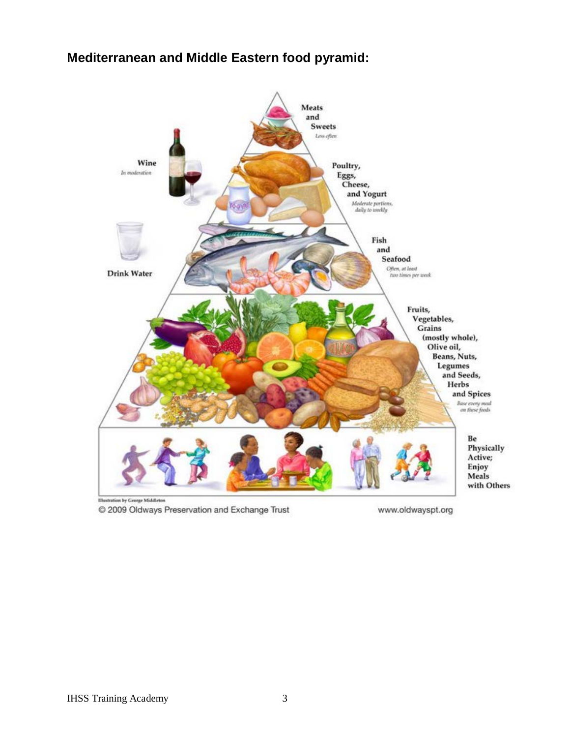## Mediterranean and Middle Eastern food pyramid:

**Meats and Sweets**
*Less often*

**Wine**
*In moderation*

**Poultry, Eggs, Cheese, and Yogurt**
*Moderate portions, daily to weekly*

**Drink Water**

**Fish and Seafood**
*Often, at least two times per week*

**Fruits, Vegetables, Grains (mostly whole), Olive oil, Beans, Nuts, Legumes and Seeds, Herbs and Spices**
*Base every meal on these foods*

**Be Physically Active; Enjoy Meals with Others**

Illustration by George Middleton

© 2009 Oldways Preservation and Exchange Trust

www.oldwayspt.org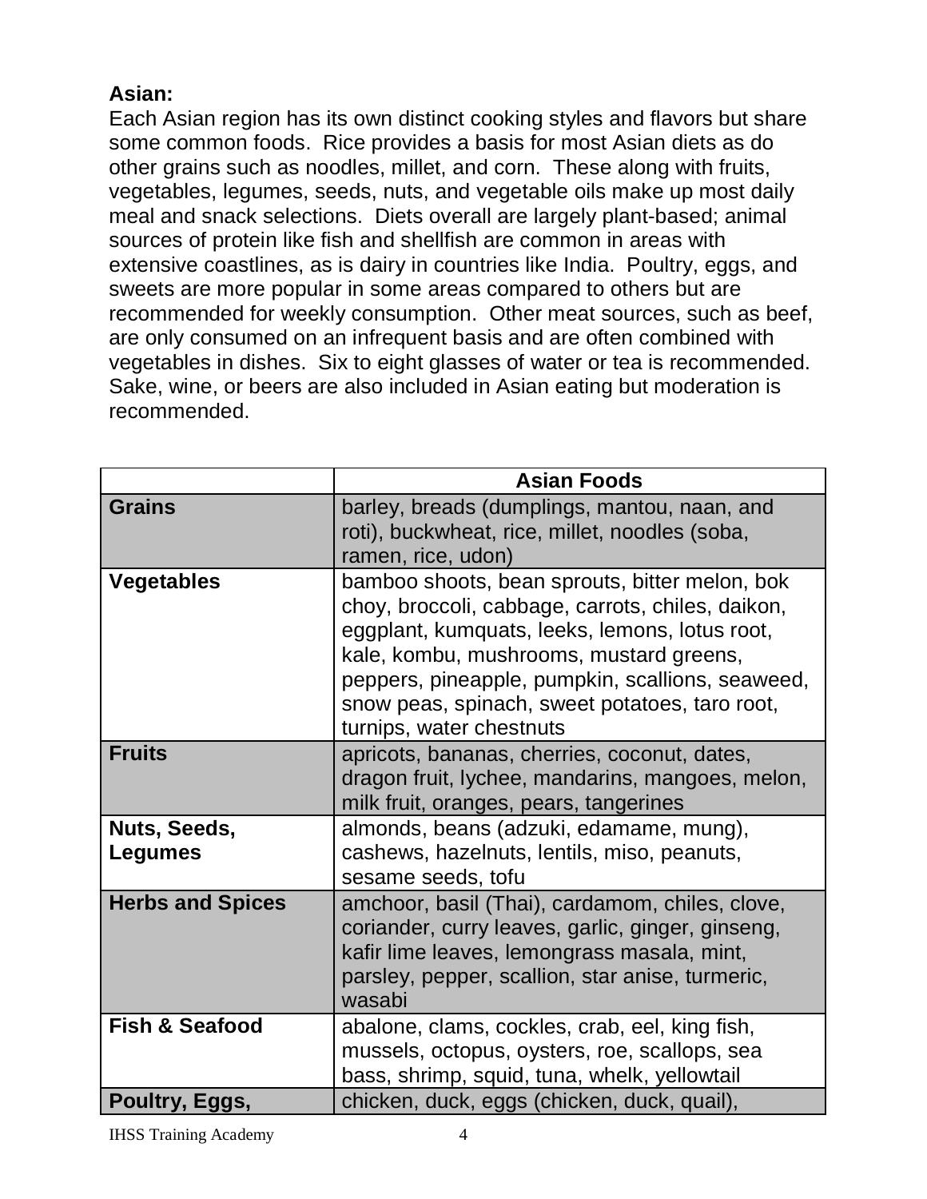**Asian:**

Each Asian region has its own distinct cooking styles and flavors but share some common foods. Rice provides a basis for most Asian diets as do other grains such as noodles, millet, and corn. These along with fruits, vegetables, legumes, seeds, nuts, and vegetable oils make up most daily meal and snack selections. Diets overall are largely plant-based; animal sources of protein like fish and shellfish are common in areas with extensive coastlines, as is dairy in countries like India. Poultry, eggs, and sweets are more popular in some areas compared to others but are recommended for weekly consumption. Other meat sources, such as beef, are only consumed on an infrequent basis and are often combined with vegetables in dishes. Six to eight glasses of water or tea is recommended. Sake, wine, or beers are also included in Asian eating but moderation is recommended.

| | Asian Foods |
|---|---|
| **Grains** | barley, breads (dumplings, mantou, naan, and roti), buckwheat, rice, millet, noodles (soba, ramen, rice, udon) |
| **Vegetables** | bamboo shoots, bean sprouts, bitter melon, bok choy, broccoli, cabbage, carrots, chiles, daikon, eggplant, kumquats, leeks, lemons, lotus root, kale, kombu, mushrooms, mustard greens, peppers, pineapple, pumpkin, scallions, seaweed, snow peas, spinach, sweet potatoes, taro root, turnips, water chestnuts |
| **Fruits** | apricots, bananas, cherries, coconut, dates, dragon fruit, lychee, mandarins, mangoes, melon, milk fruit, oranges, pears, tangerines |
| **Nuts, Seeds, Legumes** | almonds, beans (adzuki, edamame, mung), cashews, hazelnuts, lentils, miso, peanuts, sesame seeds, tofu |
| **Herbs and Spices** | amchoor, basil (Thai), cardamom, chiles, clove, coriander, curry leaves, garlic, ginger, ginseng, kafir lime leaves, lemongrass masala, mint, parsley, pepper, scallion, star anise, turmeric, wasabi |
| **Fish & Seafood** | abalone, clams, cockles, crab, eel, king fish, mussels, octopus, oysters, roe, scallops, sea bass, shrimp, squid, tuna, whelk, yellowtail |
| **Poultry, Eggs,** | chicken, duck, eggs (chicken, duck, quail), |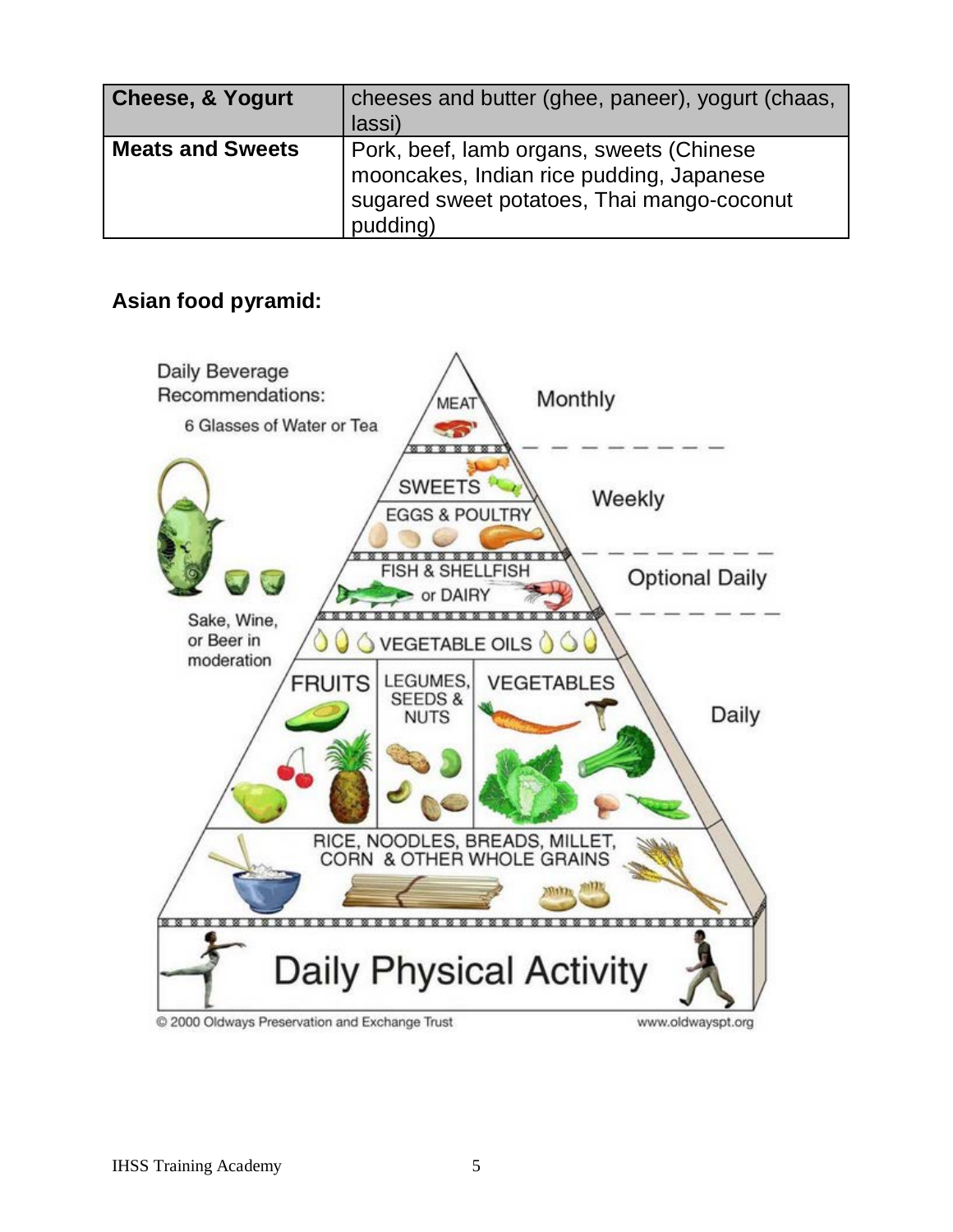| Cheese, & Yogurt | cheeses and butter (ghee, paneer), yogurt (chaas, lassi) |
|---|---|
| **Meats and Sweets** | Pork, beef, lamb organs, sweets (Chinese mooncakes, Indian rice pudding, Japanese sugared sweet potatoes, Thai mango-coconut pudding) |

**Asian food pyramid:**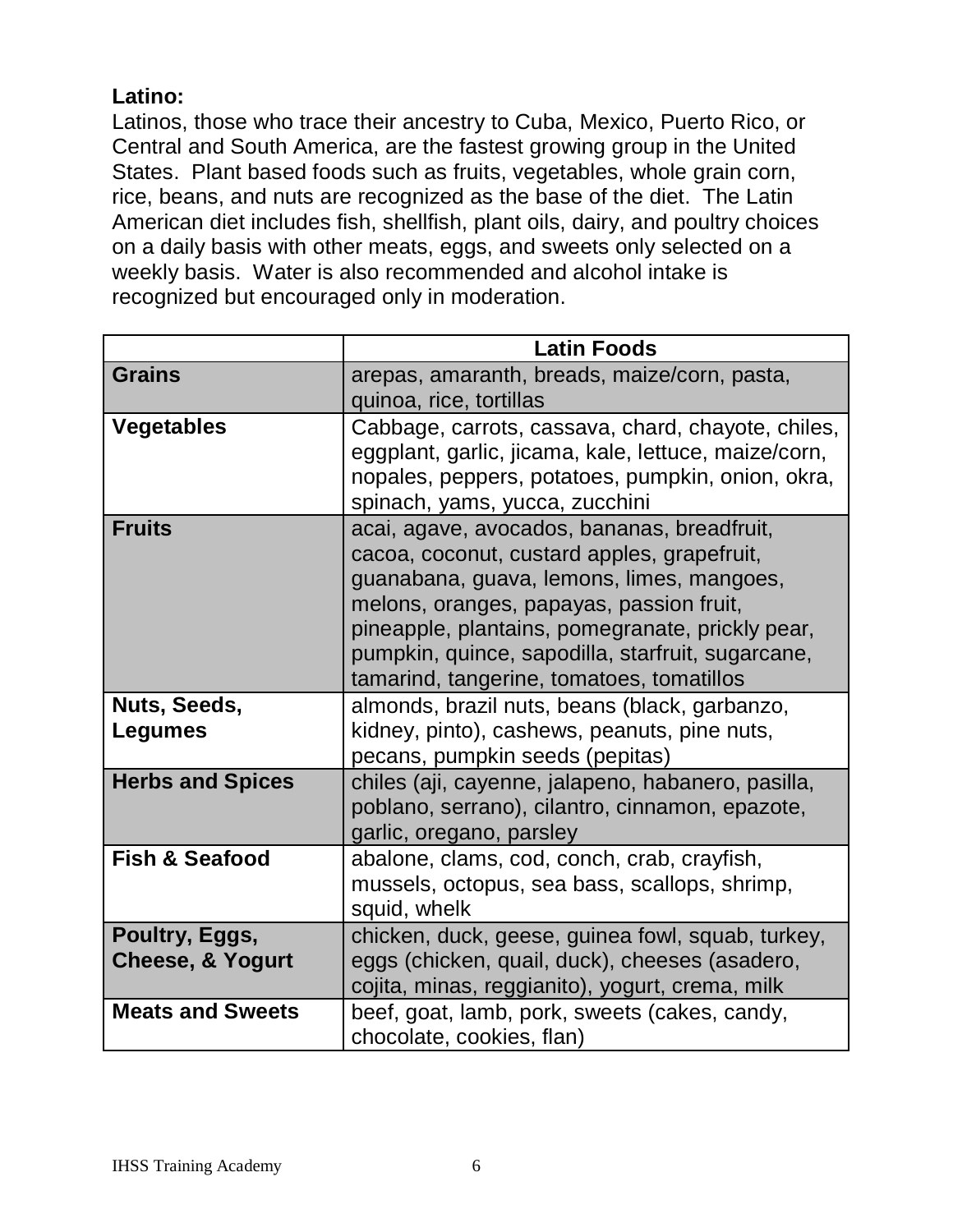**Latino:**

Latinos, those who trace their ancestry to Cuba, Mexico, Puerto Rico, or Central and South America, are the fastest growing group in the United States. Plant based foods such as fruits, vegetables, whole grain corn, rice, beans, and nuts are recognized as the base of the diet. The Latin American diet includes fish, shellfish, plant oils, dairy, and poultry choices on a daily basis with other meats, eggs, and sweets only selected on a weekly basis. Water is also recommended and alcohol intake is recognized but encouraged only in moderation.

| | **Latin Foods** |
|---|---|
| **Grains** | arepas, amaranth, breads, maize/corn, pasta, quinoa, rice, tortillas |
| **Vegetables** | Cabbage, carrots, cassava, chard, chayote, chiles, eggplant, garlic, jicama, kale, lettuce, maize/corn, nopales, peppers, potatoes, pumpkin, onion, okra, spinach, yams, yucca, zucchini |
| **Fruits** | acai, agave, avocados, bananas, breadfruit, cacoa, coconut, custard apples, grapefruit, guanabana, guava, lemons, limes, mangoes, melons, oranges, papayas, passion fruit, pineapple, plantains, pomegranate, prickly pear, pumpkin, quince, sapodilla, starfruit, sugarcane, tamarind, tangerine, tomatoes, tomatillos |
| **Nuts, Seeds, Legumes** | almonds, brazil nuts, beans (black, garbanzo, kidney, pinto), cashews, peanuts, pine nuts, pecans, pumpkin seeds (pepitas) |
| **Herbs and Spices** | chiles (aji, cayenne, jalapeno, habanero, pasilla, poblano, serrano), cilantro, cinnamon, epazote, garlic, oregano, parsley |
| **Fish & Seafood** | abalone, clams, cod, conch, crab, crayfish, mussels, octopus, sea bass, scallops, shrimp, squid, whelk |
| **Poultry, Eggs, Cheese, & Yogurt** | chicken, duck, geese, guinea fowl, squab, turkey, eggs (chicken, quail, duck), cheeses (asadero, cojita, minas, reggianito), yogurt, crema, milk |
| **Meats and Sweets** | beef, goat, lamb, pork, sweets (cakes, candy, chocolate, cookies, flan) |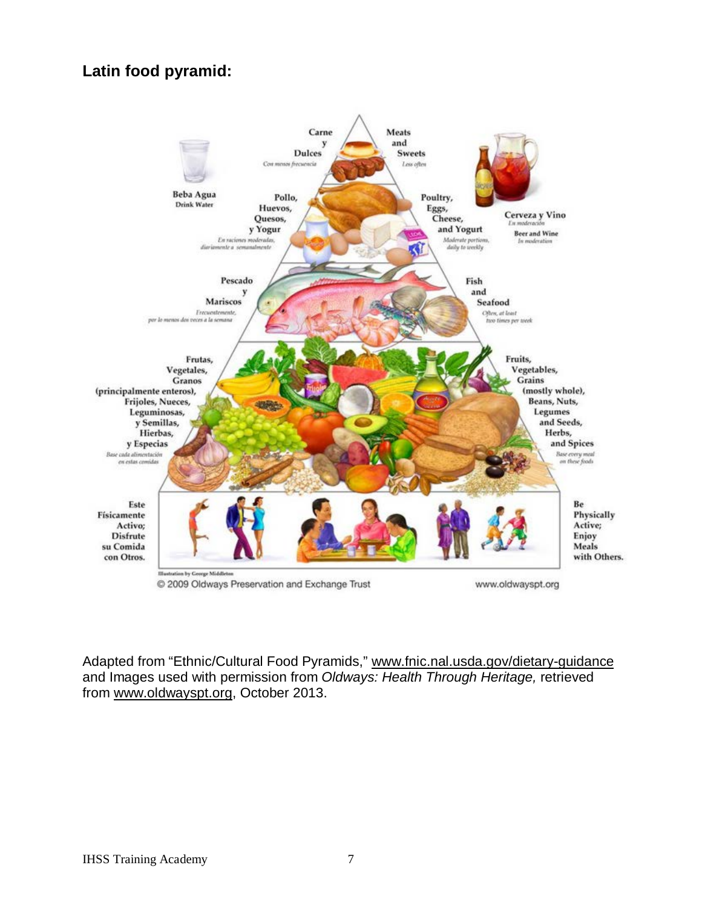**Latin food pyramid:**

Carne y Dulces
Con menos frecuencia

Meats and Sweets
Less often

Beba Agua
Drink Water

Pollo, Huevos, Quesos, y Yogur
En raciones moderadas, diariamente a semanalmente

Poultry, Eggs, Cheese, and Yogurt
Moderate portions, daily to weekly

Cerveza y Vino
En moderación

Beer and Wine
In moderation

Pescado y Mariscos
Frecuentemente, por lo menos dos veces a la semana

Fish and Seafood
Often, at least two times per week

Frutas, Vegetales, Granos (principalmente enteros), Frijoles, Nueces, Leguminosas, y Semillas, Hierbas, y Especias
Base cada alimentación en estas comidas

Fruits, Vegetables, Grains (mostly whole), Beans, Nuts, Legumes and Seeds, Herbs, and Spices
Base every meal on these foods

Este Físicamente Activo; Disfrute su Comida con Otros.

Be Physically Active; Enjoy Meals with Others.

Illustration by George Middleton

© 2009 Oldways Preservation and Exchange Trust

www.oldwayspt.org

Adapted from "Ethnic/Cultural Food Pyramids," www.fnic.nal.usda.gov/dietary-guidance and Images used with permission from *Oldways: Health Through Heritage,* retrieved from www.oldwayspt.org, October 2013.